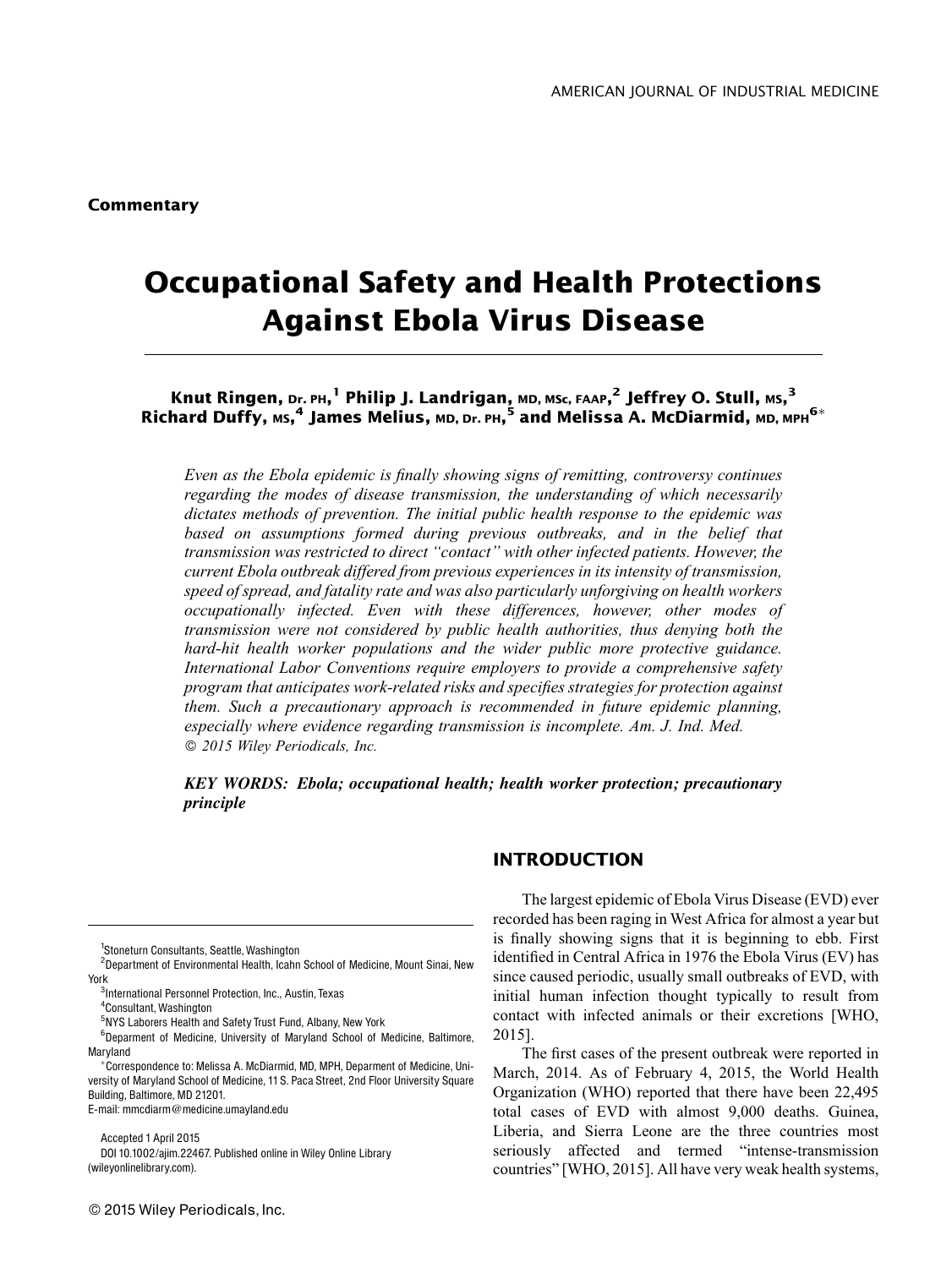**Commentary**

# Occupational Safety and Health Protections Against Ebola Virus Disease

**Knut Ringen, Dr. PH,[1] Philip J. Landrigan, MD, MSc, FAAP,[2] Jeffrey O. Stull, MS,[3] Richard Duffy, MS,[4] James Melius, MD, Dr. PH,[5] and Melissa A. McDiarmid, MD, MPH[6]***

*Even as the Ebola epidemic is finally showing signs of remitting, controversy continues regarding the modes of disease transmission, the understanding of which necessarily dictates methods of prevention. The initial public health response to the epidemic was based on assumptions formed during previous outbreaks, and in the belief that transmission was restricted to direct "contact" with other infected patients. However, the current Ebola outbreak differed from previous experiences in its intensity of transmission, speed of spread, and fatality rate and was also particularly unforgiving on health workers occupationally infected. Even with these differences, however, other modes of transmission were not considered by public health authorities, thus denying both the hard-hit health worker populations and the wider public more protective guidance. International Labor Conventions require employers to provide a comprehensive safety program that anticipates work-related risks and specifies strategies for protection against them. Such a precautionary approach is recommended in future epidemic planning, especially where evidence regarding transmission is incomplete. Am. J. Ind. Med. © 2015 Wiley Periodicals, Inc.*

***KEY WORDS:** Ebola; occupational health; health worker protection; precautionary principle*

## INTRODUCTION

The largest epidemic of Ebola Virus Disease (EVD) ever recorded has been raging in West Africa for almost a year but is finally showing signs that it is beginning to ebb. First identified in Central Africa in 1976 the Ebola Virus (EV) has since caused periodic, usually small outbreaks of EVD, with initial human infection thought typically to result from contact with infected animals or their excretions [WHO, 2015].

The first cases of the present outbreak were reported in March, 2014. As of February 4, 2015, the World Health Organization (WHO) reported that there have been 22,495 total cases of EVD with almost 9,000 deaths. Guinea, Liberia, and Sierra Leone are the three countries most seriously affected and termed "intense-transmission countries" [WHO, 2015]. All have very weak health systems,

---

[1] Stoneturn Consultants, Seattle, Washington
[2] Department of Environmental Health, Icahn School of Medicine, Mount Sinai, New York
[3] International Personnel Protection, Inc., Austin, Texas
[4] Consultant, Washington
[5] NYS Laborers Health and Safety Trust Fund, Albany, New York
[6] Deparment of Medicine, University of Maryland School of Medicine, Baltimore, Maryland

*Correspondence to: Melissa A. McDiarmid, MD, MPH, Deparment of Medicine, University of Maryland School of Medicine, 11 S. Paca Street, 2nd Floor University Square Building, Baltimore, MD 21201.
E-mail: mmcdiarm@medicine.umayland.edu

Accepted 1 April 2015
DOI 10.1002/ajim.22467. Published online in Wiley Online Library (wileyonlinelibrary.com).

© 2015 Wiley Periodicals, Inc.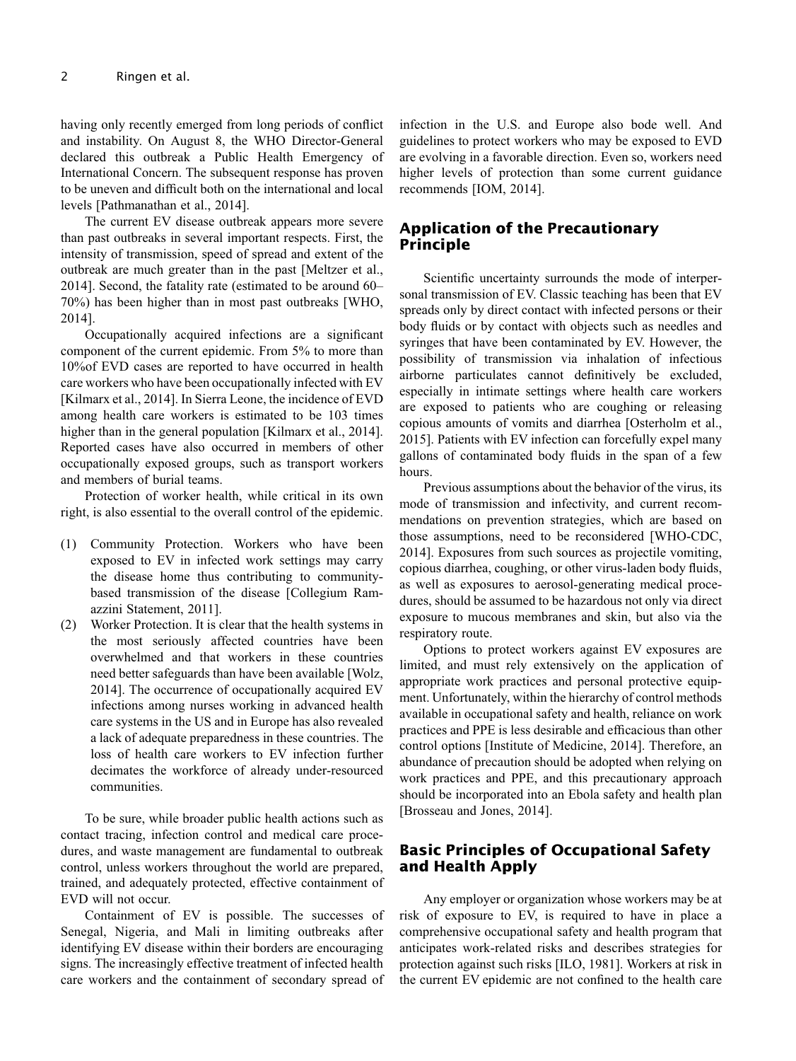having only recently emerged from long periods of conflict and instability. On August 8, the WHO Director-General declared this outbreak a Public Health Emergency of International Concern. The subsequent response has proven to be uneven and difficult both on the international and local levels [Pathmanathan et al., 2014].

The current EV disease outbreak appears more severe than past outbreaks in several important respects. First, the intensity of transmission, speed of spread and extent of the outbreak are much greater than in the past [Meltzer et al., 2014]. Second, the fatality rate (estimated to be around 60–70%) has been higher than in most past outbreaks [WHO, 2014].

Occupationally acquired infections are a significant component of the current epidemic. From 5% to more than 10%of EVD cases are reported to have occurred in health care workers who have been occupationally infected with EV [Kilmarx et al., 2014]. In Sierra Leone, the incidence of EVD among health care workers is estimated to be 103 times higher than in the general population [Kilmarx et al., 2014]. Reported cases have also occurred in members of other occupationally exposed groups, such as transport workers and members of burial teams.

Protection of worker health, while critical in its own right, is also essential to the overall control of the epidemic.

(1) Community Protection. Workers who have been exposed to EV in infected work settings may carry the disease home thus contributing to community-based transmission of the disease [Collegium Ramazzini Statement, 2011].
(2) Worker Protection. It is clear that the health systems in the most seriously affected countries have been overwhelmed and that workers in these countries need better safeguards than have been available [Wolz, 2014]. The occurrence of occupationally acquired EV infections among nurses working in advanced health care systems in the US and in Europe has also revealed a lack of adequate preparedness in these countries. The loss of health care workers to EV infection further decimates the workforce of already under-resourced communities.

To be sure, while broader public health actions such as contact tracing, infection control and medical care procedures, and waste management are fundamental to outbreak control, unless workers throughout the world are prepared, trained, and adequately protected, effective containment of EVD will not occur.

Containment of EV is possible. The successes of Senegal, Nigeria, and Mali in limiting outbreaks after identifying EV disease within their borders are encouraging signs. The increasingly effective treatment of infected health care workers and the containment of secondary spread of infection in the U.S. and Europe also bode well. And guidelines to protect workers who may be exposed to EVD are evolving in a favorable direction. Even so, workers need higher levels of protection than some current guidance recommends [IOM, 2014].

## Application of the Precautionary Principle

Scientific uncertainty surrounds the mode of interpersonal transmission of EV. Classic teaching has been that EV spreads only by direct contact with infected persons or their body fluids or by contact with objects such as needles and syringes that have been contaminated by EV. However, the possibility of transmission via inhalation of infectious airborne particulates cannot definitively be excluded, especially in intimate settings where health care workers are exposed to patients who are coughing or releasing copious amounts of vomits and diarrhea [Osterholm et al., 2015]. Patients with EV infection can forcefully expel many gallons of contaminated body fluids in the span of a few hours.

Previous assumptions about the behavior of the virus, its mode of transmission and infectivity, and current recommendations on prevention strategies, which are based on those assumptions, need to be reconsidered [WHO-CDC, 2014]. Exposures from such sources as projectile vomiting, copious diarrhea, coughing, or other virus-laden body fluids, as well as exposures to aerosol-generating medical procedures, should be assumed to be hazardous not only via direct exposure to mucous membranes and skin, but also via the respiratory route.

Options to protect workers against EV exposures are limited, and must rely extensively on the application of appropriate work practices and personal protective equipment. Unfortunately, within the hierarchy of control methods available in occupational safety and health, reliance on work practices and PPE is less desirable and efficacious than other control options [Institute of Medicine, 2014]. Therefore, an abundance of precaution should be adopted when relying on work practices and PPE, and this precautionary approach should be incorporated into an Ebola safety and health plan [Brosseau and Jones, 2014].

## Basic Principles of Occupational Safety and Health Apply

Any employer or organization whose workers may be at risk of exposure to EV, is required to have in place a comprehensive occupational safety and health program that anticipates work-related risks and describes strategies for protection against such risks [ILO, 1981]. Workers at risk in the current EV epidemic are not confined to the health care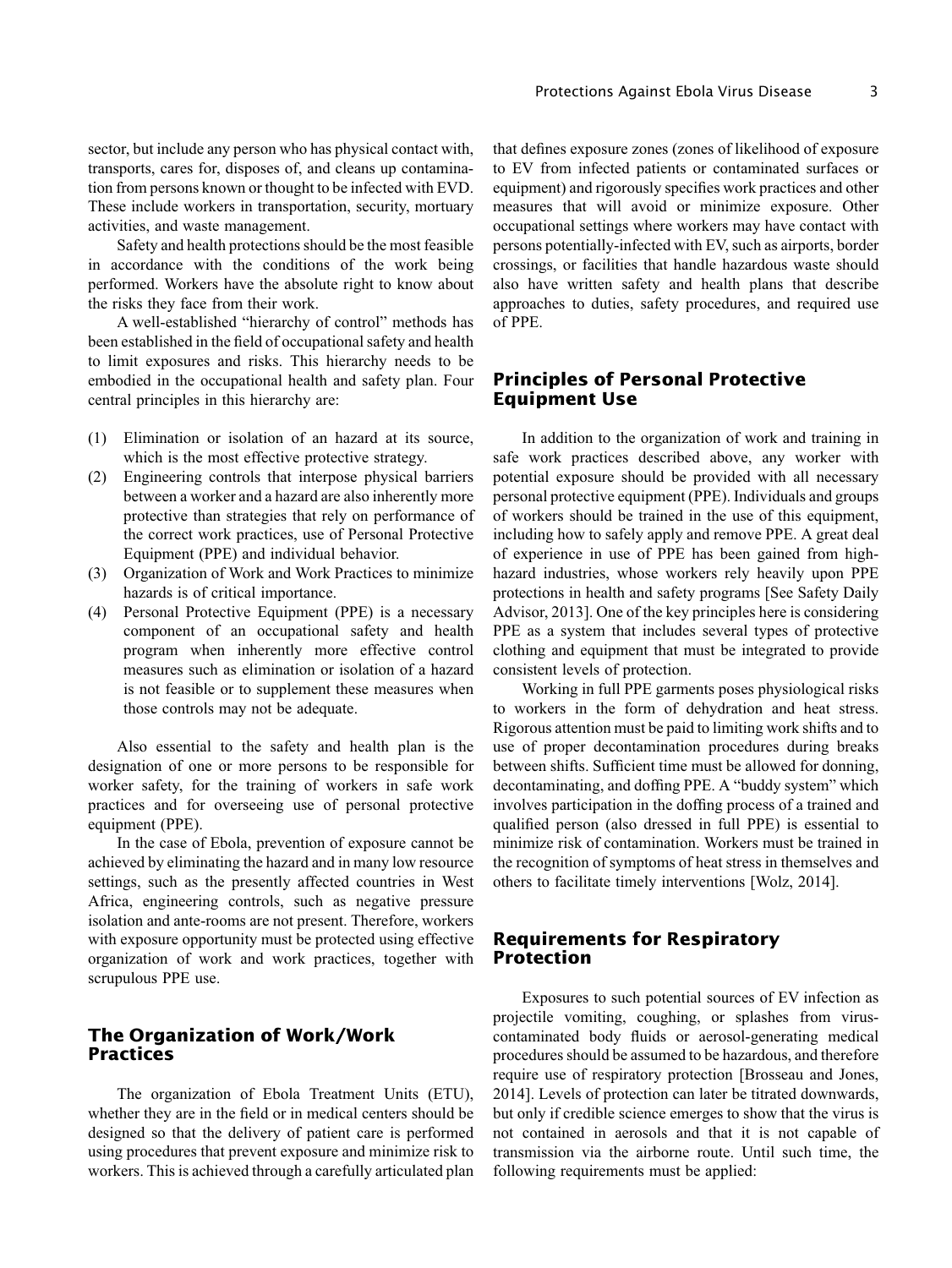sector, but include any person who has physical contact with, transports, cares for, disposes of, and cleans up contamination from persons known or thought to be infected with EVD. These include workers in transportation, security, mortuary activities, and waste management.

Safety and health protections should be the most feasible in accordance with the conditions of the work being performed. Workers have the absolute right to know about the risks they face from their work.

A well-established "hierarchy of control" methods has been established in the field of occupational safety and health to limit exposures and risks. This hierarchy needs to be embodied in the occupational health and safety plan. Four central principles in this hierarchy are:

(1) Elimination or isolation of an hazard at its source, which is the most effective protective strategy.
(2) Engineering controls that interpose physical barriers between a worker and a hazard are also inherently more protective than strategies that rely on performance of the correct work practices, use of Personal Protective Equipment (PPE) and individual behavior.
(3) Organization of Work and Work Practices to minimize hazards is of critical importance.
(4) Personal Protective Equipment (PPE) is a necessary component of an occupational safety and health program when inherently more effective control measures such as elimination or isolation of a hazard is not feasible or to supplement these measures when those controls may not be adequate.

Also essential to the safety and health plan is the designation of one or more persons to be responsible for worker safety, for the training of workers in safe work practices and for overseeing use of personal protective equipment (PPE).

In the case of Ebola, prevention of exposure cannot be achieved by eliminating the hazard and in many low resource settings, such as the presently affected countries in West Africa, engineering controls, such as negative pressure isolation and ante-rooms are not present. Therefore, workers with exposure opportunity must be protected using effective organization of work and work practices, together with scrupulous PPE use.

## The Organization of Work/Work Practices

The organization of Ebola Treatment Units (ETU), whether they are in the field or in medical centers should be designed so that the delivery of patient care is performed using procedures that prevent exposure and minimize risk to workers. This is achieved through a carefully articulated plan that defines exposure zones (zones of likelihood of exposure to EV from infected patients or contaminated surfaces or equipment) and rigorously specifies work practices and other measures that will avoid or minimize exposure. Other occupational settings where workers may have contact with persons potentially-infected with EV, such as airports, border crossings, or facilities that handle hazardous waste should also have written safety and health plans that describe approaches to duties, safety procedures, and required use of PPE.

## Principles of Personal Protective Equipment Use

In addition to the organization of work and training in safe work practices described above, any worker with potential exposure should be provided with all necessary personal protective equipment (PPE). Individuals and groups of workers should be trained in the use of this equipment, including how to safely apply and remove PPE. A great deal of experience in use of PPE has been gained from high-hazard industries, whose workers rely heavily upon PPE protections in health and safety programs [See Safety Daily Advisor, 2013]. One of the key principles here is considering PPE as a system that includes several types of protective clothing and equipment that must be integrated to provide consistent levels of protection.

Working in full PPE garments poses physiological risks to workers in the form of dehydration and heat stress. Rigorous attention must be paid to limiting work shifts and to use of proper decontamination procedures during breaks between shifts. Sufficient time must be allowed for donning, decontaminating, and doffing PPE. A "buddy system" which involves participation in the doffing process of a trained and qualified person (also dressed in full PPE) is essential to minimize risk of contamination. Workers must be trained in the recognition of symptoms of heat stress in themselves and others to facilitate timely interventions [Wolz, 2014].

## Requirements for Respiratory Protection

Exposures to such potential sources of EV infection as projectile vomiting, coughing, or splashes from virus-contaminated body fluids or aerosol-generating medical procedures should be assumed to be hazardous, and therefore require use of respiratory protection [Brosseau and Jones, 2014]. Levels of protection can later be titrated downwards, but only if credible science emerges to show that the virus is not contained in aerosols and that it is not capable of transmission via the airborne route. Until such time, the following requirements must be applied: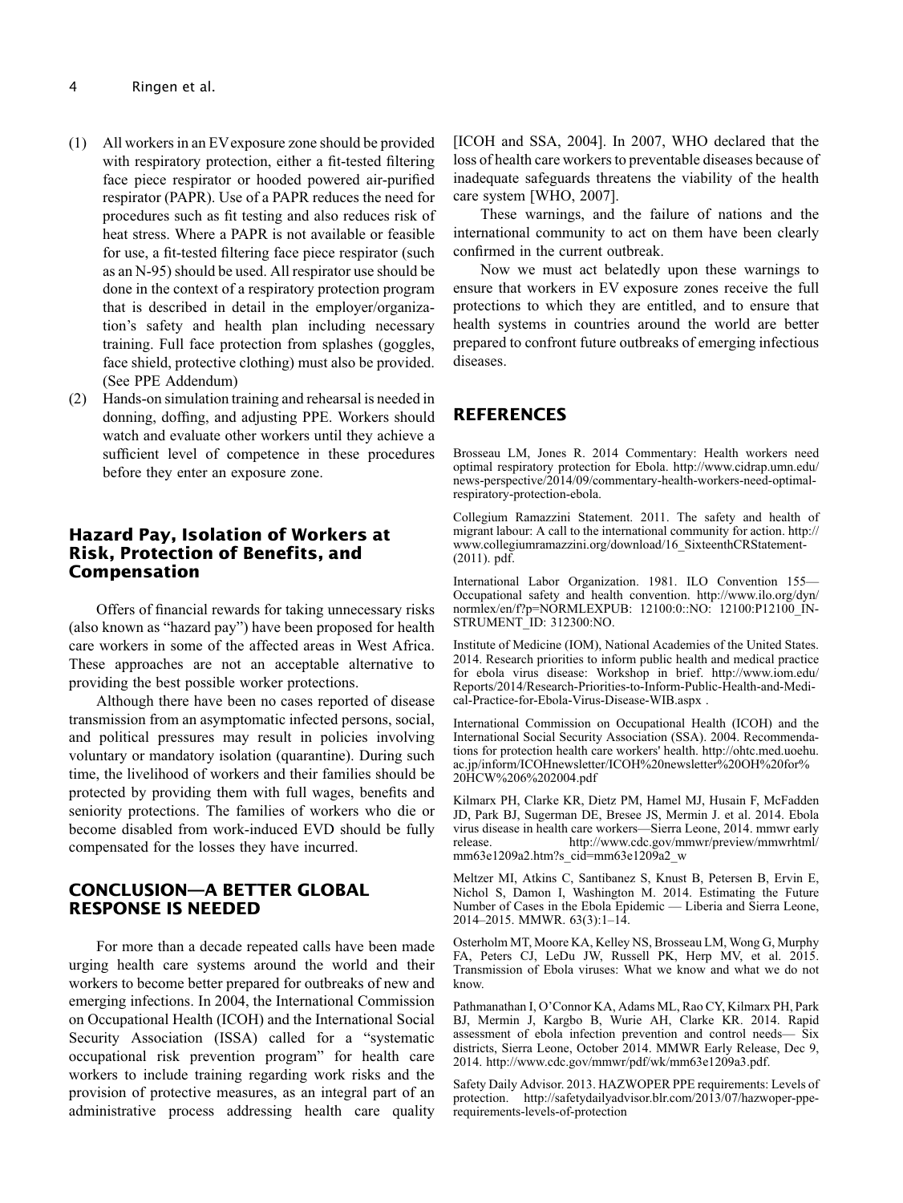(1) All workers in an EV exposure zone should be provided with respiratory protection, either a fit-tested filtering face piece respirator or hooded powered air-purified respirator (PAPR). Use of a PAPR reduces the need for procedures such as fit testing and also reduces risk of heat stress. Where a PAPR is not available or feasible for use, a fit-tested filtering face piece respirator (such as an N-95) should be used. All respirator use should be done in the context of a respiratory protection program that is described in detail in the employer/organization's safety and health plan including necessary training. Full face protection from splashes (goggles, face shield, protective clothing) must also be provided. (See PPE Addendum)

(2) Hands-on simulation training and rehearsal is needed in donning, doffing, and adjusting PPE. Workers should watch and evaluate other workers until they achieve a sufficient level of competence in these procedures before they enter an exposure zone.

### Hazard Pay, Isolation of Workers at Risk, Protection of Benefits, and Compensation

Offers of financial rewards for taking unnecessary risks (also known as "hazard pay") have been proposed for health care workers in some of the affected areas in West Africa. These approaches are not an acceptable alternative to providing the best possible worker protections.

Although there have been no cases reported of disease transmission from an asymptomatic infected persons, social, and political pressures may result in policies involving voluntary or mandatory isolation (quarantine). During such time, the livelihood of workers and their families should be protected by providing them with full wages, benefits and seniority protections. The families of workers who die or become disabled from work-induced EVD should be fully compensated for the losses they have incurred.

## CONCLUSION—A BETTER GLOBAL RESPONSE IS NEEDED

For more than a decade repeated calls have been made urging health care systems around the world and their workers to become better prepared for outbreaks of new and emerging infections. In 2004, the International Commission on Occupational Health (ICOH) and the International Social Security Association (ISSA) called for a "systematic occupational risk prevention program" for health care workers to include training regarding work risks and the provision of protective measures, as an integral part of an administrative process addressing health care quality [ICOH and SSA, 2004]. In 2007, WHO declared that the loss of health care workers to preventable diseases because of inadequate safeguards threatens the viability of the health care system [WHO, 2007].

These warnings, and the failure of nations and the international community to act on them have been clearly confirmed in the current outbreak.

Now we must act belatedly upon these warnings to ensure that workers in EV exposure zones receive the full protections to which they are entitled, and to ensure that health systems in countries around the world are better prepared to confront future outbreaks of emerging infectious diseases.

## REFERENCES

Brosseau LM, Jones R. 2014 Commentary: Health workers need optimal respiratory protection for Ebola. http://www.cidrap.umn.edu/news-perspective/2014/09/commentary-health-workers-need-optimal-respiratory-protection-ebola.

Collegium Ramazzini Statement. 2011. The safety and health of migrant labour: A call to the international community for action. http://www.collegiumramazzini.org/download/16_SixteenthCRStatement-(2011). pdf.

International Labor Organization. 1981. ILO Convention 155—Occupational safety and health convention. http://www.ilo.org/dyn/normlex/en/f?p=NORMLEXPUB: 12100:0::NO: 12100:P12100_INSTRUMENT_ID: 312300:NO.

Institute of Medicine (IOM), National Academies of the United States. 2014. Research priorities to inform public health and medical practice for ebola virus disease: Workshop in brief. http://www.iom.edu/Reports/2014/Research-Priorities-to-Inform-Public-Health-and-Medical-Practice-for-Ebola-Virus-Disease-WIB.aspx .

International Commission on Occupational Health (ICOH) and the International Social Security Association (SSA). 2004. Recommendations for protection health care workers' health. http://ohtc.med.uoehu.ac.jp/inform/ICOHnewsletter/ICOH%20newsletter%20OH%20for%20HCW%206%202004.pdf

Kilmarx PH, Clarke KR, Dietz PM, Hamel MJ, Husain F, McFadden JD, Park BJ, Sugerman DE, Bresee JS, Mermin J. et al. 2014. Ebola virus disease in health care workers—Sierra Leone, 2014. mmwr early release. http://www.cdc.gov/mmwr/preview/mmwrhtml/mm63e1209a2.htm?s_cid=mm63e1209a2_w

Meltzer MI, Atkins C, Santibanez S, Knust B, Petersen B, Ervin E, Nichol S, Damon I, Washington M. 2014. Estimating the Future Number of Cases in the Ebola Epidemic — Liberia and Sierra Leone, 2014–2015. MMWR. 63(3):1–14.

Osterholm MT, Moore KA, Kelley NS, Brosseau LM, Wong G, Murphy FA, Peters CJ, LeDu JW, Russell PK, Herp MV, et al. 2015. Transmission of Ebola viruses: What we know and what we do not know.

Pathmanathan I, O'Connor KA, Adams ML, Rao CY, Kilmarx PH, Park BJ, Mermin J, Kargbo B, Wurie AH, Clarke KR. 2014. Rapid assessment of ebola infection prevention and control needs— Six districts, Sierra Leone, October 2014. MMWR Early Release, Dec 9, 2014. http://www.cdc.gov/mmwr/pdf/wk/mm63e1209a3.pdf.

Safety Daily Advisor. 2013. HAZWOPER PPE requirements: Levels of protection. http://safetydailyadvisor.blr.com/2013/07/hazwoper-ppe-requirements-levels-of-protection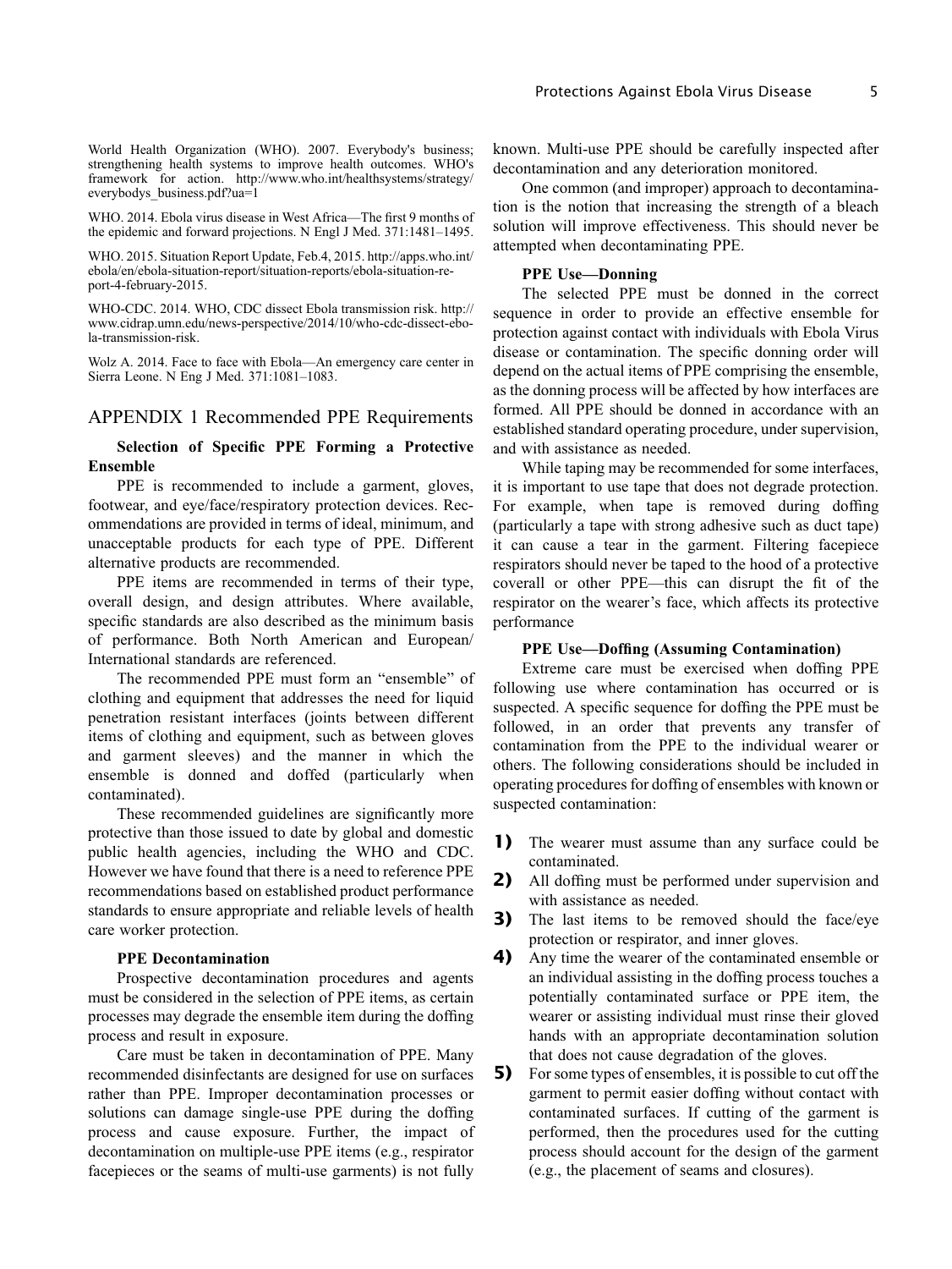World Health Organization (WHO). 2007. Everybody's business; strengthening health systems to improve health outcomes. WHO's framework for action. http://www.who.int/healthsystems/strategy/everybodys_business.pdf?ua=1

WHO. 2014. Ebola virus disease in West Africa—The first 9 months of the epidemic and forward projections. N Engl J Med. 371:1481–1495.

WHO. 2015. Situation Report Update, Feb.4, 2015. http://apps.who.int/ebola/en/ebola-situation-report/situation-reports/ebola-situation-report-4-february-2015.

WHO-CDC. 2014. WHO, CDC dissect Ebola transmission risk. http://www.cidrap.umn.edu/news-perspective/2014/10/who-cdc-dissect-ebola-transmission-risk.

Wolz A. 2014. Face to face with Ebola—An emergency care center in Sierra Leone. N Eng J Med. 371:1081–1083.

## APPENDIX 1 Recommended PPE Requirements

### Selection of Specific PPE Forming a Protective Ensemble

PPE is recommended to include a garment, gloves, footwear, and eye/face/respiratory protection devices. Recommendations are provided in terms of ideal, minimum, and unacceptable products for each type of PPE. Different alternative products are recommended.

PPE items are recommended in terms of their type, overall design, and design attributes. Where available, specific standards are also described as the minimum basis of performance. Both North American and European/International standards are referenced.

The recommended PPE must form an "ensemble" of clothing and equipment that addresses the need for liquid penetration resistant interfaces (joints between different items of clothing and equipment, such as between gloves and garment sleeves) and the manner in which the ensemble is donned and doffed (particularly when contaminated).

These recommended guidelines are significantly more protective than those issued to date by global and domestic public health agencies, including the WHO and CDC. However we have found that there is a need to reference PPE recommendations based on established product performance standards to ensure appropriate and reliable levels of health care worker protection.

### PPE Decontamination

Prospective decontamination procedures and agents must be considered in the selection of PPE items, as certain processes may degrade the ensemble item during the doffing process and result in exposure.

Care must be taken in decontamination of PPE. Many recommended disinfectants are designed for use on surfaces rather than PPE. Improper decontamination processes or solutions can damage single-use PPE during the doffing process and cause exposure. Further, the impact of decontamination on multiple-use PPE items (e.g., respirator facepieces or the seams of multi-use garments) is not fully known. Multi-use PPE should be carefully inspected after decontamination and any deterioration monitored.

One common (and improper) approach to decontamination is the notion that increasing the strength of a bleach solution will improve effectiveness. This should never be attempted when decontaminating PPE.

### PPE Use—Donning

The selected PPE must be donned in the correct sequence in order to provide an effective ensemble for protection against contact with individuals with Ebola Virus disease or contamination. The specific donning order will depend on the actual items of PPE comprising the ensemble, as the donning process will be affected by how interfaces are formed. All PPE should be donned in accordance with an established standard operating procedure, under supervision, and with assistance as needed.

While taping may be recommended for some interfaces, it is important to use tape that does not degrade protection. For example, when tape is removed during doffing (particularly a tape with strong adhesive such as duct tape) it can cause a tear in the garment. Filtering facepiece respirators should never be taped to the hood of a protective coverall or other PPE—this can disrupt the fit of the respirator on the wearer's face, which affects its protective performance

### PPE Use—Doffing (Assuming Contamination)

Extreme care must be exercised when doffing PPE following use where contamination has occurred or is suspected. A specific sequence for doffing the PPE must be followed, in an order that prevents any transfer of contamination from the PPE to the individual wearer or others. The following considerations should be included in operating procedures for doffing of ensembles with known or suspected contamination:

1) The wearer must assume than any surface could be contaminated.
2) All doffing must be performed under supervision and with assistance as needed.
3) The last items to be removed should the face/eye protection or respirator, and inner gloves.
4) Any time the wearer of the contaminated ensemble or an individual assisting in the doffing process touches a potentially contaminated surface or PPE item, the wearer or assisting individual must rinse their gloved hands with an appropriate decontamination solution that does not cause degradation of the gloves.
5) For some types of ensembles, it is possible to cut off the garment to permit easier doffing without contact with contaminated surfaces. If cutting of the garment is performed, then the procedures used for the cutting process should account for the design of the garment (e.g., the placement of seams and closures).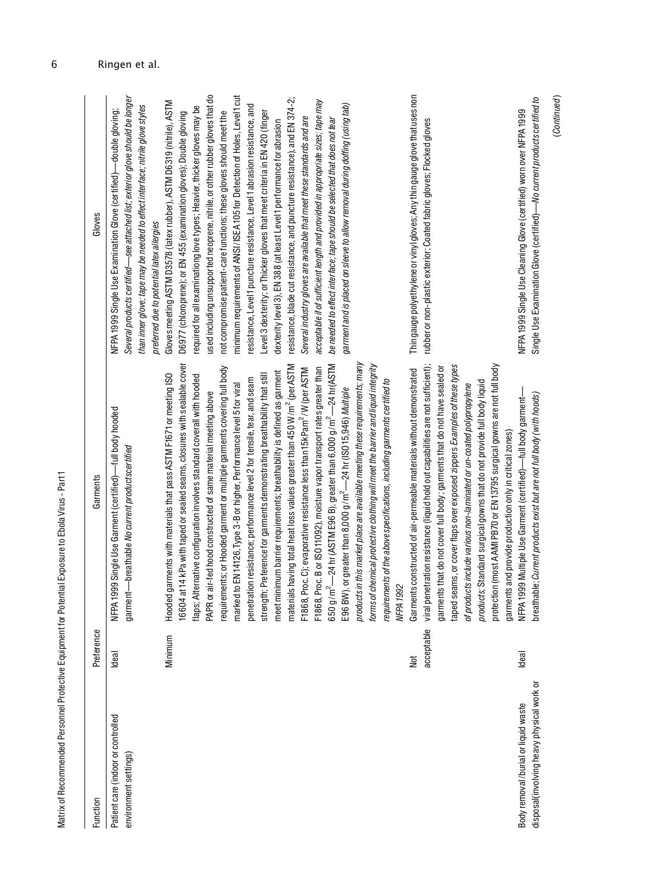Matrix of Recommended Personnel Protective Equipment for Potential Exposure to Ebola Virus - Part 1

| Function | Preference | Garments | Gloves |
| --- | --- | --- | --- |
| Patient care (indoor or controlled environment settings) | Ideal | NFPA 1999 Single Use Garment (certified)—full body hooded garment—breathable *No current products certified* | NFPA 1999 Single Use Examination Glove (certified)—double gloving; *Several products certified—see attached list; exterior glove should be longer than inner glove; tape may be needed to effect interface; nitrile glove styles preferred due to potential latex allergies* |
| | Minimum | Hooded garments with materials that pass ASTM F1671 or meeting ISO 16604 at 14 kPa with taped or sealed seams, closures with sealable cover flaps; Alternative configuration involves standard coverall with hooded PAPR or air-fed hood constructed of same material meeting above requirements; or Hooded garment or multiple garments covering full body marked to EN 14126, Type 3-B or higher, Performance level 5 for viral penetration resistance; performance level 2 for tensile, tear, and seam strength; Preference for garments demonstrating breathability that still meet minimum barrier requirements; breathability is defined as garment materials having total heat loss values greater than 450 W/m$^2$ (per ASTM F1868, Proc. C); evaporative resistance less than 15 kPam$^2$/W (per ASTM F1868, Proc. B or ISO 11092), moisture vapor transport rates greater than 650 g/m$^2$—24 hr (ASTM E96 B), greater than 6,000 g/m$^2$—24 hr (ASTM E96 BW), or greater than 8,000 g/m$^2$—24 hr (ISO 15,946) *Multiple products in this market place are available meeting these requirements; many forms of chemical protective clothing will meet the barrier and liquid integrity requirements of the above specifications, including garments certified to NFPA 1992* | Gloves meeting ASTM D3578 (latex rubber), ASTM D6319 (nitrile), ASTM D6977 (chloroprene); or EN 455 (examination gloves); Double gloving required for all examinationg love types; Heavier, thicker gloves may be used including unsupported neoprene, nitrile, or other rubber gloves that do not compromise patient-care functions; these gloves should meet the minimum requirements of ANSI/ISEA 105 for Detection of Holes, Level 1 cut resistance, Level 1 puncture resistance, Level 1 abrasion resistance, and Level 3 dexterity; or Thicker gloves that meet criteria in EN 420 (finger dexterity level 3), EN 388 (at least Level 1 performance for abrasion resistance, blade cut resistance, and puncture resistance), and EN 374-2; *Several industry gloves are available that meet these standards and are acceptable if of sufficient length and provided in appropriate sizes; tape may be needed to effect interface; tape should be selected that does not tear garment and is placed on sleeve to allow removal during doffing (using tab)* |
| | Not acceptable | Garments constructed of air-permeable materials without demonstrated viral penetration resistance (liquid hold out capabilities are not sufficient); garments that do not cover full body; garments that do not have sealed or taped seams, or cover flaps over exposed zippers *Examples of these types of products include various non-laminated or un-coated polypropylene products*; Standard surgical gowns that do not provide full body liquid protection (most AAMI PB70 or EN 13795 surgical gowns are not full body garments and provide production only in critical zones) | Thin gauge polyethylene or vinyl gloves; Any thin gauge glove that uses non rubber or non-plastic exterior; Coated fabric gloves; Flocked gloves |
| Body removal/burial or liquid waste disposal(involving heavy physical work or | Ideal | NFPA 1999 Multiple Use Garment (certified)—full body garment—breathable; *Current products exist but are not full body (with hoods)* | NFPA 1999 Single Use Cleaning Glove (certified) worn over NFPA 1999 Single Use Examination Glove (certified)—*No current products certified to* |

(*Continued*)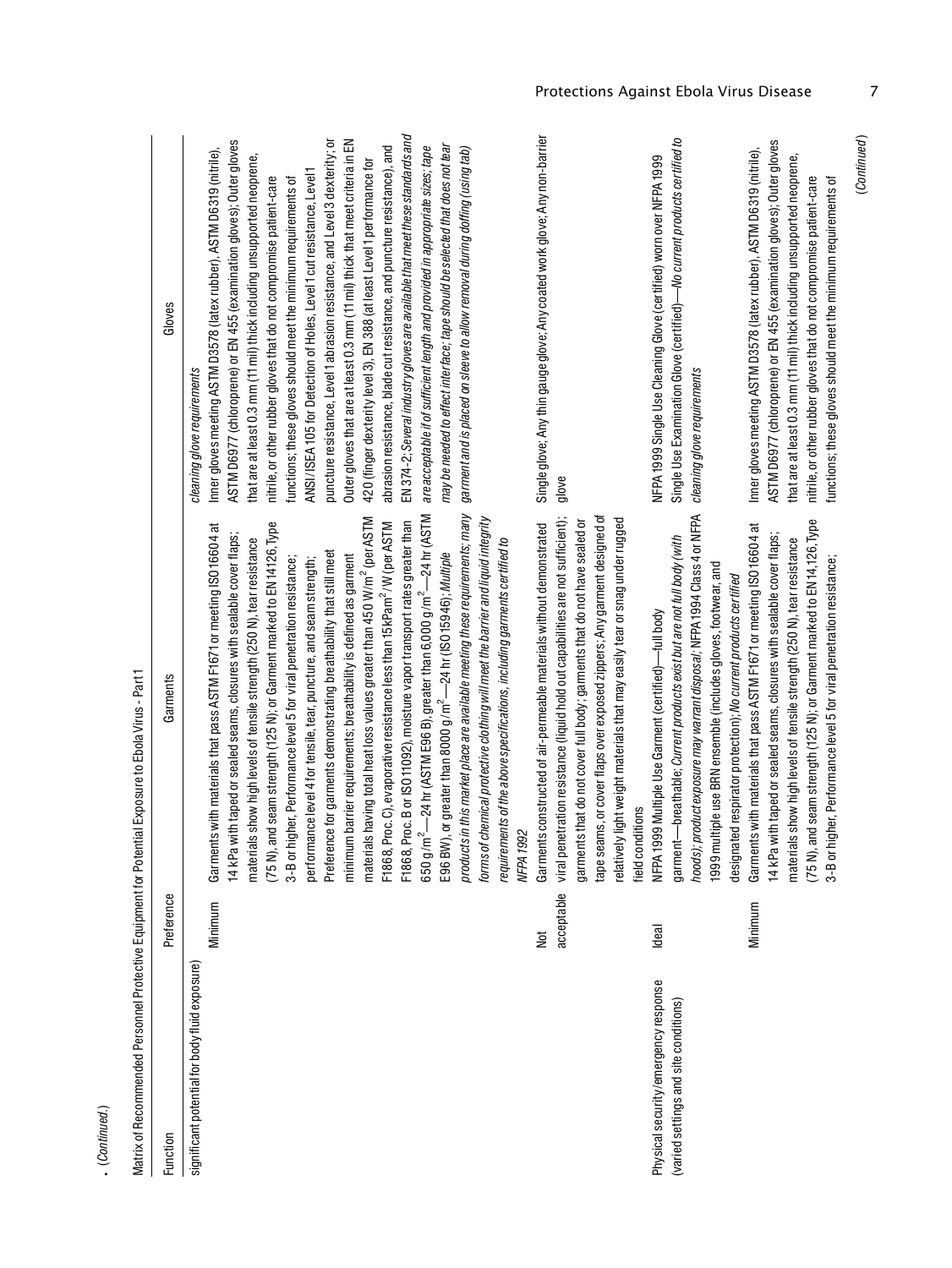**(Continued)**

Matrix of Recommended Personnel Protective Equipment for Potential Exposure to Ebola Virus - Part 1

| Function | Preference | Garments | Gloves |
|---|---|---|---|
| significant potential for body fluid exposure) | | | *cleaning glove requirements* |
| | Minimum | Garments with materials that pass ASTM F1671 or meeting ISO 16604 at 14 kPa with taped or sealed seams, closures with sealable cover flaps; materials show high levels of tensile strength (250 N), tear resistance (75 N), and seam strength (125 N); or Garment marked to EN 14126, Type 3-B or higher, Performance level 5 for viral penetration resistance; performance level 4 for tensile, tear, puncture, and seam strength; Preference for garments demonstrating breathability that still meet minimum barrier requirements; breathability is defined as garment materials having total heat loss values greater than 450 W/m$^2$ (per ASTM F1868, Proc. C), evaporative resistance less than 15 kPam$^2$/W (per ASTM F1868, Proc. B or ISO 11092), moisture vapor transport rates greater than 650 g/m$^2$—24 hr (ASTM E96 B), greater than 6,000 g/m$^2$—24 hr (ASTM E96 BW), or greater than 8000 g/m$^2$—24 hr (ISO 15946); *Multiple products in this market place are available meeting these requirements; many forms of chemical protective clothing will meet the barrier and liquid integrity requirements of the above specifications, including garments certified to NFPA 1992* | Inner gloves meeting ASTM D3578 (latex rubber), ASTM D6319 (nitrile), ASTM D6977 (chloroprene) or EN 455 (examination gloves); Outer gloves that are at least 0.3 mm (11 mil) thick including unsupported neoprene, nitrile, or other rubber gloves that do not compromise patient-care functions; these gloves should meet the minimum requirements of ANSI/ISEA 105 for Detection of Holes, Level 1 cut resistance, Level 1 puncture resistance, Level 1 abrasion resistance, and Level 3 dexterity; or Outer gloves that are at least 0.3 mm (11 mil) thick that meet criteria in EN 420 (finger dexterity level 3), EN 388 (at least Level 1 performance for abrasion resistance, blade cut resistance, and puncture resistance), and EN 374-2; *Several industry gloves are available that meet these standards and are acceptable if of sufficient length and provided in appropriate sizes; tape may be needed to effect interface; tape should be selected that does not tear garment and is placed on sleeve to allow removal during doffing (using tab)* |
| | Not acceptable | Garments constructed of air-permeable materials without demonstrated viral penetration resistance (liquid hold out capabilities are not sufficient); garments that do not cover full body; garments that do not have sealed or tape seams, or cover flaps over exposed zippers; Any garment designed of relatively light weight materials that may easily tear or snag under rugged field conditions | Single glove; Any thin gauge glove; Any coated work glove; Any non-barrier glove |
| Physical security/emergency response (varied settings and site conditions) | Ideal | NFPA 1999 Multiple Use Garment (certified)—full body garment—breathable; *Current products exist but are not full body (with hoods); product exposure may warrant disposal*; NFPA 1994 Class 4 or NFPA 1999 multiple use BRN ensemble (includes gloves, footwear, and designated respirator protection); *No current products certified* | NFPA 1999 Single Use Cleaning Glove (certified) worn over NFPA 1999 Single Use Examination Glove (certified)—*No current products certified to cleaning glove requirements* |
| | Minimum | Garments with materials that pass ASTM F1671 or meeting ISO 16604 at 14 kPa with taped or sealed seams, closures with sealable cover flaps; materials show high levels of tensile strength (250 N), tear resistance (75 N), and seam strength (125 N); or Garment marked to EN 14,126, Type 3-B or higher, Performance level 5 for viral penetration resistance; | Inner gloves meeting ASTM D3578 (latex rubber), ASTM D6319 (nitrile), ASTM D6977 (chloroprene) or EN 455 (examination gloves); Outer gloves that are at least 0.3 mm (11 mil) thick including unsupported neoprene, nitrile, or other rubber gloves that do not compromise patient-care functions; these gloves should meet the minimum requirements of |

(*Continued*)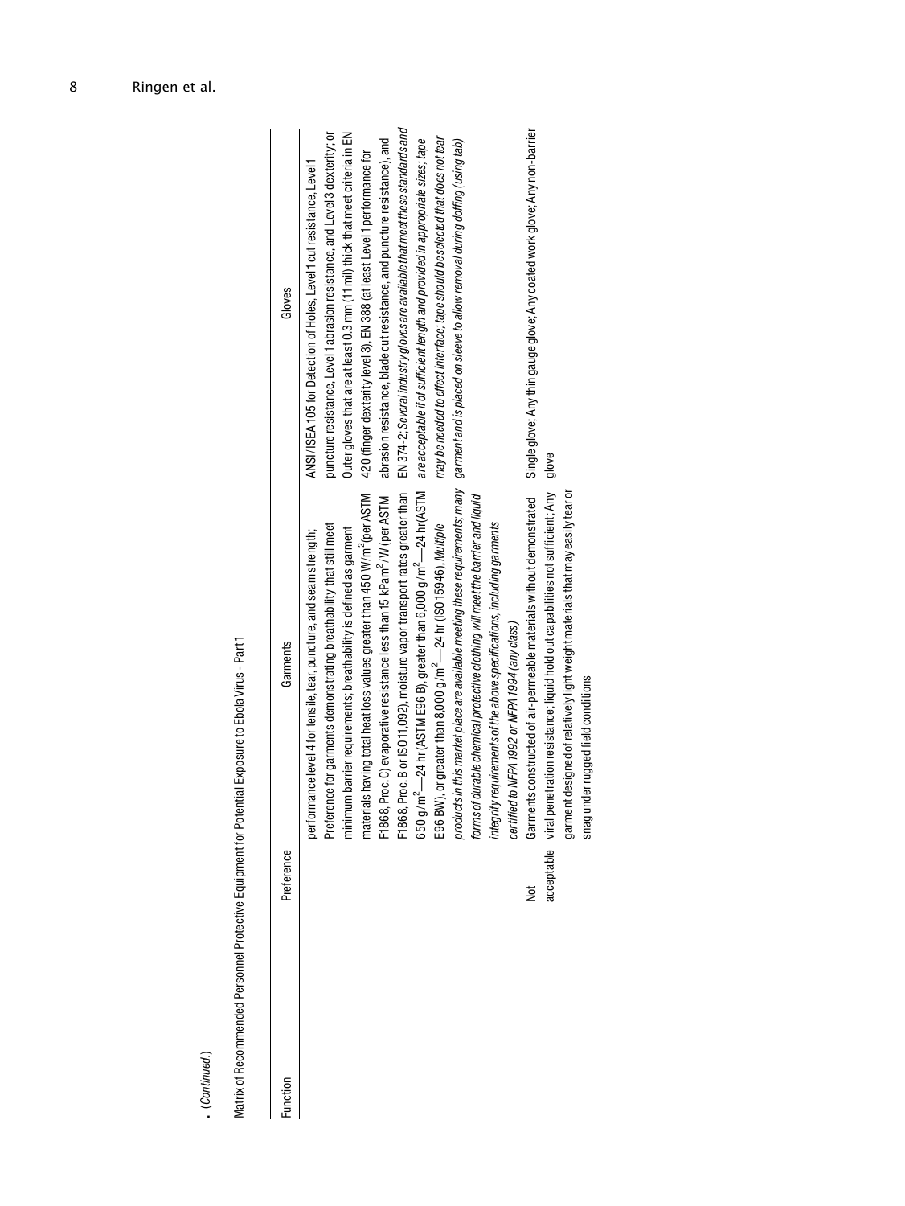**.** (*Continued.*)

Matrix of Recommended Personnel Protective Equipment for Potential Exposure to Ebola Virus - Part 1

| Function | Preference | Garments | Gloves |
| --- | --- | --- | --- |
| | | performance level 4 for tensile, tear, puncture, and seam strength; Preference for garments demonstrating breathability that still meet minimum barrier requirements; breathability is defined as garment materials having total heat loss values greater than 450 W/m$^2$ (per ASTM F1868, Proc. C) evaporative resistance less than 15 kPam$^2$/W (per ASTM F1868, Proc. B or ISO 11,092), moisture vapor transport rates greater than 650 g/m$^2$—24 hr (ASTM E96 B), greater than 6,000 g/m$^2$—24 hr (ASTM E96 BW), or greater than 8,000 g/m$^2$—24 hr (ISO 15946). *Multiple products in this market place are available meeting these requirements; many forms of durable chemical protective clothing will meet the barrier and liquid integrity requirements of the above specifications, including garments certified to NFPA 1992 or NFPA 1994 (any class)* | ANSI/ISEA 105 for Detection of Holes, Level 1 cut resistance, Level 1 puncture resistance, Level 1 abrasion resistance, and Level 3 dexterity; or Outer gloves that are at least 0.3 mm (11 mil) thick that meet criteria in EN 420 (finger dexterity level 3), EN 388 (at least Level 1 performance for abrasion resistance, blade cut resistance, and puncture resistance), and EN 374-2; *Several industry gloves are available that meet these standards and are acceptable if of sufficient length and provided in appropriate sizes; tape may be needed to effect interface; tape should be selected that does not tear garment and is placed on sleeve to allow removal during doffing (using tab)* |
| | Not acceptable | Garments constructed of air-permeable materials without demonstrated viral penetration resistance; liquid hold out capabilities not sufficient; Any garment designed of relatively light weight materials that may easily tear or snag under rugged field conditions | Single glove; Any thin gauge glove; Any coated work glove; Any non-barrier glove |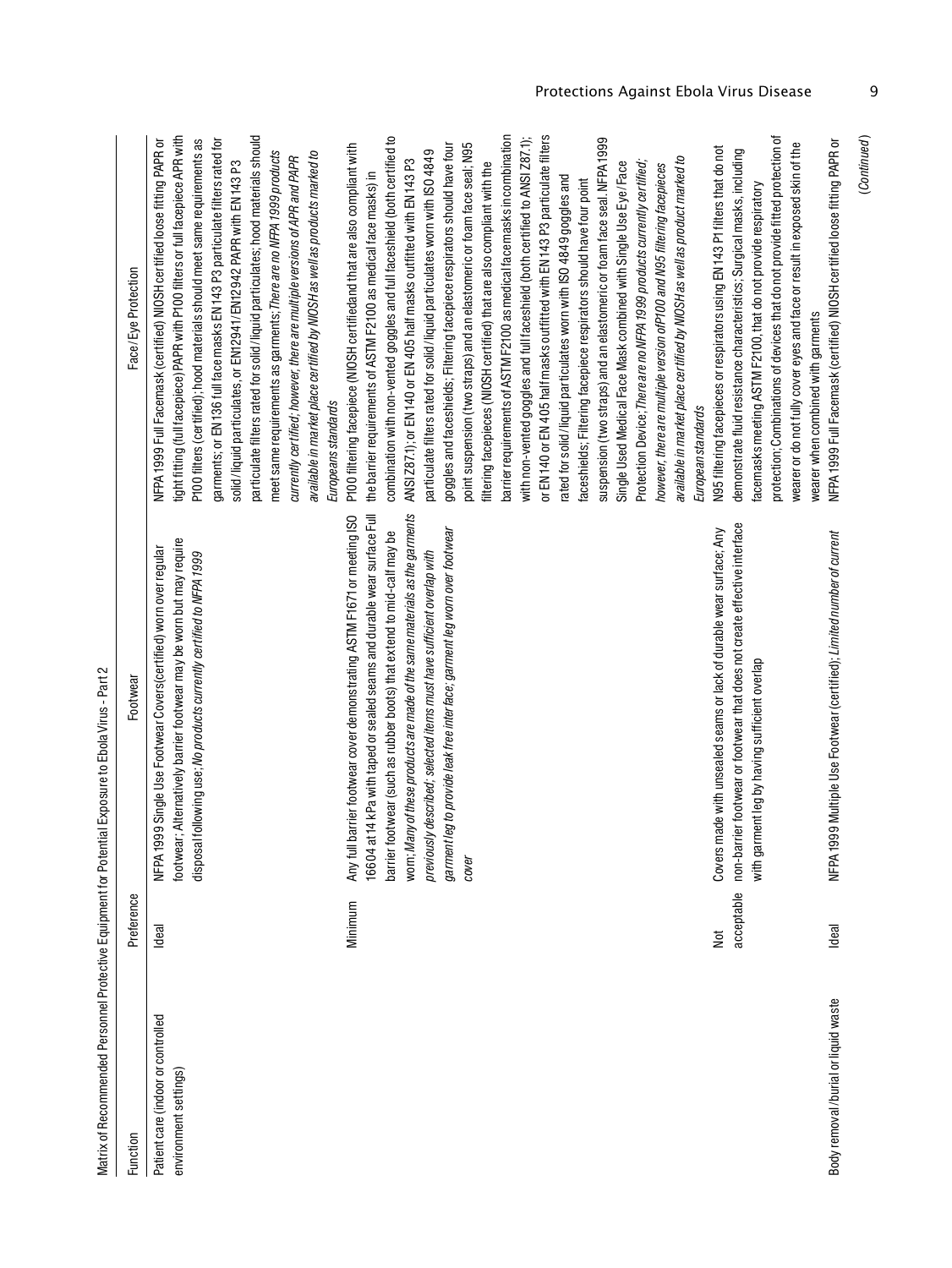Matrix of Recommended Personnel Protective Equipment for Potential Exposure to Ebola Virus - Part 2

| Function | Preference | Footwear | Face/Eye Protection |
|---|---|---|---|
| Patient care (indoor or controlled environment settings) | Ideal | NFPA 1999 Single Use Footwear Covers(certified) worn over regular footwear; Alternatively barrier footwear may be worn but may require disposal following use; *No products currently certified to NFPA 1999* | NFPA 1999 Full Facemask (certified) NIOSH certified loose fitting PAPR or tight fitting (full facepiece) PAPR with P100 filters or full facepiece APR with P100 filters (certified); hood materials should meet same requirements as garments; or EN 136 full face masks EN 143 P3 particulate filters rated for solid/liquid particulates, or EN12941/EN12942 PAPR with EN 143 P3 particulate filters rated for solid/liquid particulates; hood materials should meet same requirements as garments; *There are no NFPA 1999 products currently certified; however, there are multiple versions of APR and PAPR available in market place certified by NIOSH as well as products marked to European standards* |
| | Minimum | Any full barrier footwear cover demonstrating ASTM F1671 or meeting ISO 16604 at 14 kPa with taped or sealed seams and durable wear surface Full barrier footwear (such as rubber boots) that extend to mid-calf may be worn; *Many of these products are made of the same materials as the garments previously described; selected items must have sufficient overlap with garment leg to provide leak free interface; garment leg worn over footwear cover* | P100 filtering facepiece (NIOSH certifiedand that are also compliant with the barrier requirements of ASTM F2100 as medical face masks) in combination with non-vented goggles and full faceshield (both certified to ANSI Z87.1); or EN 140 or EN 405 half masks outfitted with EN 143 P3 particulate filters rated for solid/liquid particulates worn with ISO 4849 goggles and faceshields; Filtering facepiece respirators should have four point suspension (two straps) and an elastomeric or foam face seal; N95 filtering facepieces (NIOSH certified) that are also compliant with the barrier requirements of ASTM F2100 as medical facemasks in combination with non-vented goggles and full faceshield (both certified to ANSI Z87.1); or EN 140 or EN 405 half masks outfitted with EN 143 P3 particulate filters rated for solid/liquid particulates worn with ISO 4849 goggles and faceshields; Filtering facepiece respirators should have four point suspension (two straps) and an elastomeric or foam face seal. NFPA 1999 Single Used Medical Face Mask combined with Single Use Eye/Face Protection Device; *There are no NFPA 1999 products currently certified; however, there are multiple version ofP100 and N95 filtering facepieces available in market place certified by NIOSH as well as product marked to European standards* |
| | Not acceptable | Covers made with unsealed seams or lack of durable wear surface; Any non-barrier footwear or footwear that does not create effective interface with garment leg by having sufficient overlap | N95 filtering facepieces or respirators using EN 143 P1 filters that do not demonstrate fluid resistance characteristics; Surgical masks, including facemasks meeting ASTM F2100, that do not provide respiratory protection; Combinations of devices that do not provide fitted protection of wearer or do not fully cover eyes and face or result in exposed skin of the wearer when combined with garments |
| Body removal/burial or liquid waste | Ideal | NFPA 1999 Multiple Use Footwear (certified); *Limited number of current* | NFPA 1999 Full Facemask (certified) NIOSH certified loose fitting PAPR or |

(*Continued*)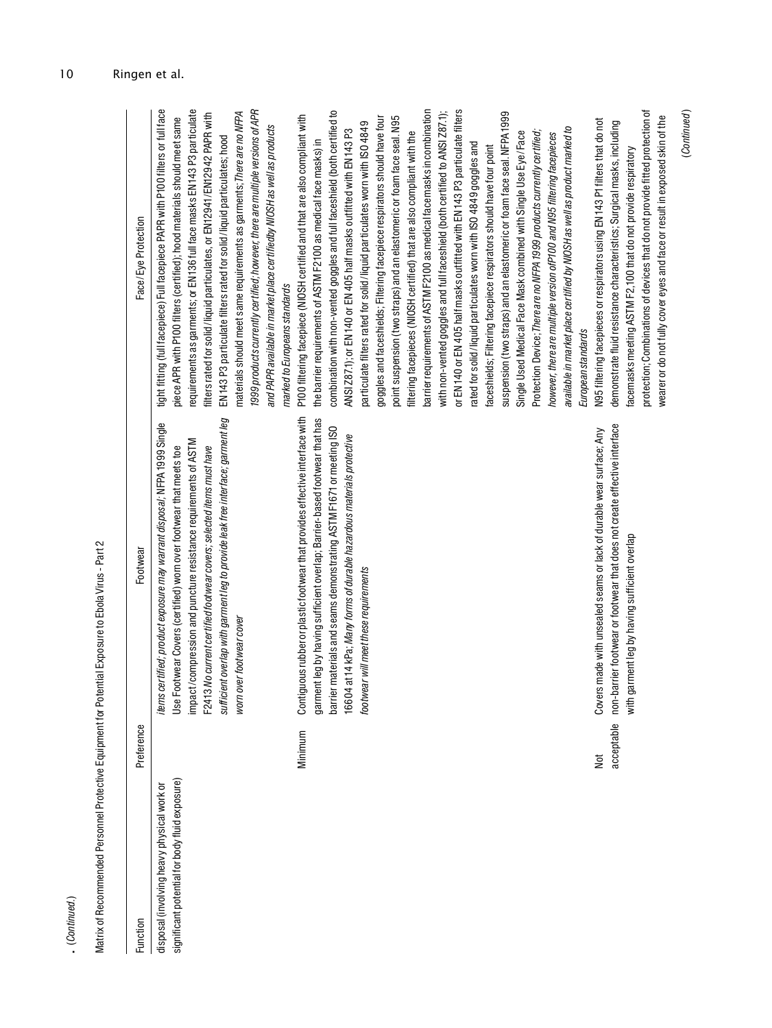. (*Continued*)

Matrix of Recommended Personnel Protective Equipment for Potential Exposure to Ebola Virus - Part 2

| Function | Preference | Footwear | Face/Eye Protection |
|---|---|---|---|
| disposal (involving heavy physical work or significant potential for body fluid exposure) | | *items certified; product exposure may warrant disposal*; NFPA 1999 Single Use Footwear Covers (certified) worn over footwear that meets toe impact/compression and puncture resistance requirements of ASTM F2413 *No current certified footwear covers; selected items must have sufficient overlap with garment leg to provide leak free interface; garment leg worn over footwear cover* | tight fitting (full facepiece) Full facepiece PAPR with P100 filters or full face piece APR with P100 filters (certified); hood materials should meet same requirements as garments; or EN136 full face masks EN143 P3 particulate filters rated for solid/liquid particulates, or EN12941/EN12942 PAPR with EN143 P3 particulate filters rated for solid/liquid particulates; hood materials should meet same requirements as garments; *There are no NFPA 1999 products currently certified; however, there are multiple versions of APR and PAPR available in market place certified by NIOSH as well as products marked to Europeans standards* |
| | Minimum | Contiguous rubber or plastic footwear that provides effective interface with garment leg by having sufficient overlap; Barrier-based footwear that has barrier materials and seams demonstrating ASTM F1671 or meeting ISO 16604 at 14 kPa; *Many forms of durable hazardous materials protective footwear will meet these requirements* | P100 filtering facepiece (NIOSH certified and that are also compliant with the barrier requirements of ASTM F2100 as medical face masks) in combination with non-vented goggles and full faceshield (both certified to ANSI Z87.1); or EN140 or EN 405 half masks outfitted with EN143 P3 particulate filters rated for solid/liquid particulates worn with ISO 4849 goggles and faceshields; Filtering facepiece respirators should have four point suspension (two straps) and an elastomeric or foam face seal. N95 filtering facepieces (NIOSH certified) that are also compliant with the barrier requirements of ASTM F2100 as medical face masks in combination with non-vented goggles and full faceshield (both certified to ANSI Z87.1); or EN140 or EN 405 half masks outfitted with EN143 P3 particulate filters rated for solid/liquid particulates worn with ISO 4849 goggles and faceshields; Filtering facepiece respirators should have four point suspension (two straps) and an elastomeric or foam face seal. NFPA 1999 Single Used Medical Face Mask combined with Single Use Eye/Face Protection Device; *There are no NFPA 1999 products currently certified; however, there are multiple version of P100 and N95 filtering facepieces available in market place certified by NIOSH as well as product marked to European standards* |
| | Not acceptable | Covers made with unsealed seams or lack of durable wear surface; Any non-barrier footwear or footwear that does not create effective interface with garment leg by having sufficient overlap | N95 filtering facepieces or respirators using EN143 P1 filters that do not demonstrate fluid resistance characteristics; Surgical masks, including facemasks meeting ASTM F2100 that do not provide respiratory protection; Combinations of devices that do not provide fitted protection of wearer or do not fully cover eyes and face or result in exposed skin of the |

(*Continued*)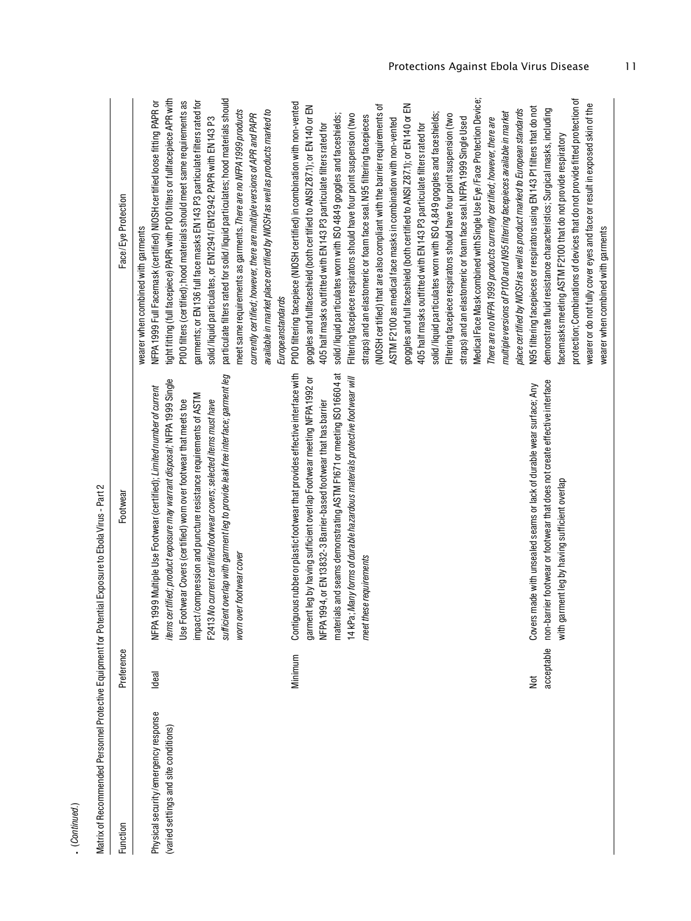- *(Continued.)*

Matrix of Recommended Personnel Protective Equipment for Potential Exposure to Ebola Virus - Part 2

| Function | Preference | Footwear | Face/Eye Protection |
|---|---|---|---|
| | | | wearer when combined with garments |
| Physical security/emergency response (varied settings and site conditions) | Ideal | NFPA 1999 Multiple Use Footwear (certified); *Limited number of current items certified; product exposure may warrant disposal*; NFPA 1999 Single Use Footwear Covers (certified) worn over footwear that meets toe impact/compression and puncture resistance requirements of ASTM F2413 *No current certified footwear covers; selected items must have sufficient overlap with garment leg to provide leak free interface; garment leg worn over footwear cover* | NFPA 1999 Full Facemask (certified) NIOSH certified loose fitting PAPR or tight fitting (full facepiece) PAPR with P100 filters or fullfacepiece APR with P100 filters (certified); hood materials should meet same requirements as garments; or EN 136 full face masks EN 143 P3 particulate filters rated for solid/liquid particulates, or EN12941/EN12942 PAPR with EN 143 P3 particulate filters rated for solid/liquid particulates; hood materials should meet same requirements as garments. *There are no NFPA 1999 products currently certified; however, there are multiple versions of APR and PAPR available in market place certified by NIOSH as well as products marked to European standards* |
| | Minimum | Contiguous rubber or plastic footwear that provides effective interface with garment leg by having sufficient overlap Footwear meeting NFPA 1992 or NFPA 1994, or EN 13832-3 Barrier-based footwear that has barrier materials and seams demonstrating ASTM F1671 or meeting ISO 16604 at 14 kPa; *Many forms of durable hazardous materials protective footwear will meet these requirements* | P100 filtering facepiece (NIOSH certified) in combination with non-vented goggles and fullfaceshield (both certified to ANSI Z87.1); or EN 140 or EN 405 half masks outfitted with EN 143 P3 particulate filters rated for solid/liquid particulates worn with ISO 4849 goggles and faceshields; Filtering facepiece respirators should have four point suspension (two straps) and an elastomeric or foam face seal. N95 filtering facepieces (NIOSH certified) that are also compliant with the barrier requirements of ASTM F2100 as medical face masks in combination with non-vented goggles and full faceshield (both certified to ANSI Z87.1); or EN 140 or EN 405 half masks outfitted with EN 143 P3 particulate filters rated for solid/liquid particulates worn with ISO 4,849 goggles and faceshields; Filtering facepiece respirators should have four point suspension (two straps) and an elastomeric or foam face seal. NFPA 1999 Single Used Medical Face Mask combined with Single Use Eye/Face Protection Device; *There are no NFPA 1999 products currently certified; however, there are multiple versions of P100 and N95 filtering facepieces available in market place certified by NIOSH as well as product marked to European standards* |
| | Not acceptable | Covers made with unsealed seams or lack of durable wear surface; Any non-barrier footwear or footwear that does not create effective interface with garment leg by having sufficient overlap | N95 filtering facepieces or respirators using EN 143 P1 filters that do not demonstrate fluid resistance characteristics; Surgical masks, including facemasks meeting ASTM F2100 that do not provide respiratory protection; Combinations of devices that do not provide fitted protection of wearer or do not fully cover eyes and face or result in exposed skin of the wearer when combined with garments |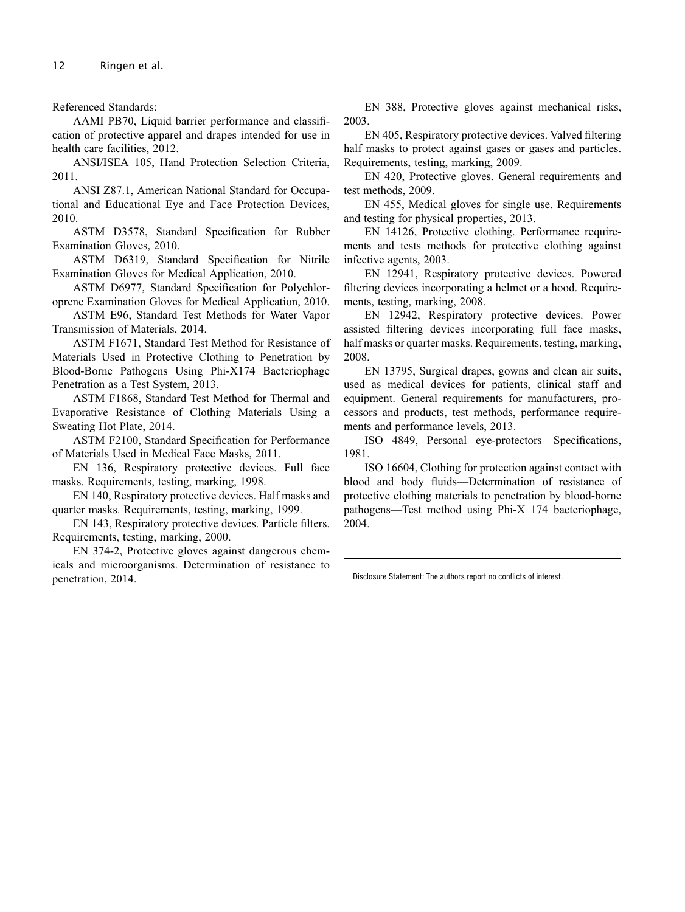Referenced Standards:

AAMI PB70, Liquid barrier performance and classification of protective apparel and drapes intended for use in health care facilities, 2012.

ANSI/ISEA 105, Hand Protection Selection Criteria, 2011.

ANSI Z87.1, American National Standard for Occupational and Educational Eye and Face Protection Devices, 2010.

ASTM D3578, Standard Specification for Rubber Examination Gloves, 2010.

ASTM D6319, Standard Specification for Nitrile Examination Gloves for Medical Application, 2010.

ASTM D6977, Standard Specification for Polychloroprene Examination Gloves for Medical Application, 2010.

ASTM E96, Standard Test Methods for Water Vapor Transmission of Materials, 2014.

ASTM F1671, Standard Test Method for Resistance of Materials Used in Protective Clothing to Penetration by Blood-Borne Pathogens Using Phi-X174 Bacteriophage Penetration as a Test System, 2013.

ASTM F1868, Standard Test Method for Thermal and Evaporative Resistance of Clothing Materials Using a Sweating Hot Plate, 2014.

ASTM F2100, Standard Specification for Performance of Materials Used in Medical Face Masks, 2011.

EN 136, Respiratory protective devices. Full face masks. Requirements, testing, marking, 1998.

EN 140, Respiratory protective devices. Half masks and quarter masks. Requirements, testing, marking, 1999.

EN 143, Respiratory protective devices. Particle filters. Requirements, testing, marking, 2000.

EN 374-2, Protective gloves against dangerous chemicals and microorganisms. Determination of resistance to penetration, 2014.

EN 388, Protective gloves against mechanical risks, 2003.

EN 405, Respiratory protective devices. Valved filtering half masks to protect against gases or gases and particles. Requirements, testing, marking, 2009.

EN 420, Protective gloves. General requirements and test methods, 2009.

EN 455, Medical gloves for single use. Requirements and testing for physical properties, 2013.

EN 14126, Protective clothing. Performance requirements and tests methods for protective clothing against infective agents, 2003.

EN 12941, Respiratory protective devices. Powered filtering devices incorporating a helmet or a hood. Requirements, testing, marking, 2008.

EN 12942, Respiratory protective devices. Power assisted filtering devices incorporating full face masks, half masks or quarter masks. Requirements, testing, marking, 2008.

EN 13795, Surgical drapes, gowns and clean air suits, used as medical devices for patients, clinical staff and equipment. General requirements for manufacturers, processors and products, test methods, performance requirements and performance levels, 2013.

ISO 4849, Personal eye-protectors—Specifications, 1981.

ISO 16604, Clothing for protection against contact with blood and body fluids—Determination of resistance of protective clothing materials to penetration by blood-borne pathogens—Test method using Phi-X 174 bacteriophage, 2004.

Disclosure Statement: The authors report no conflicts of interest.